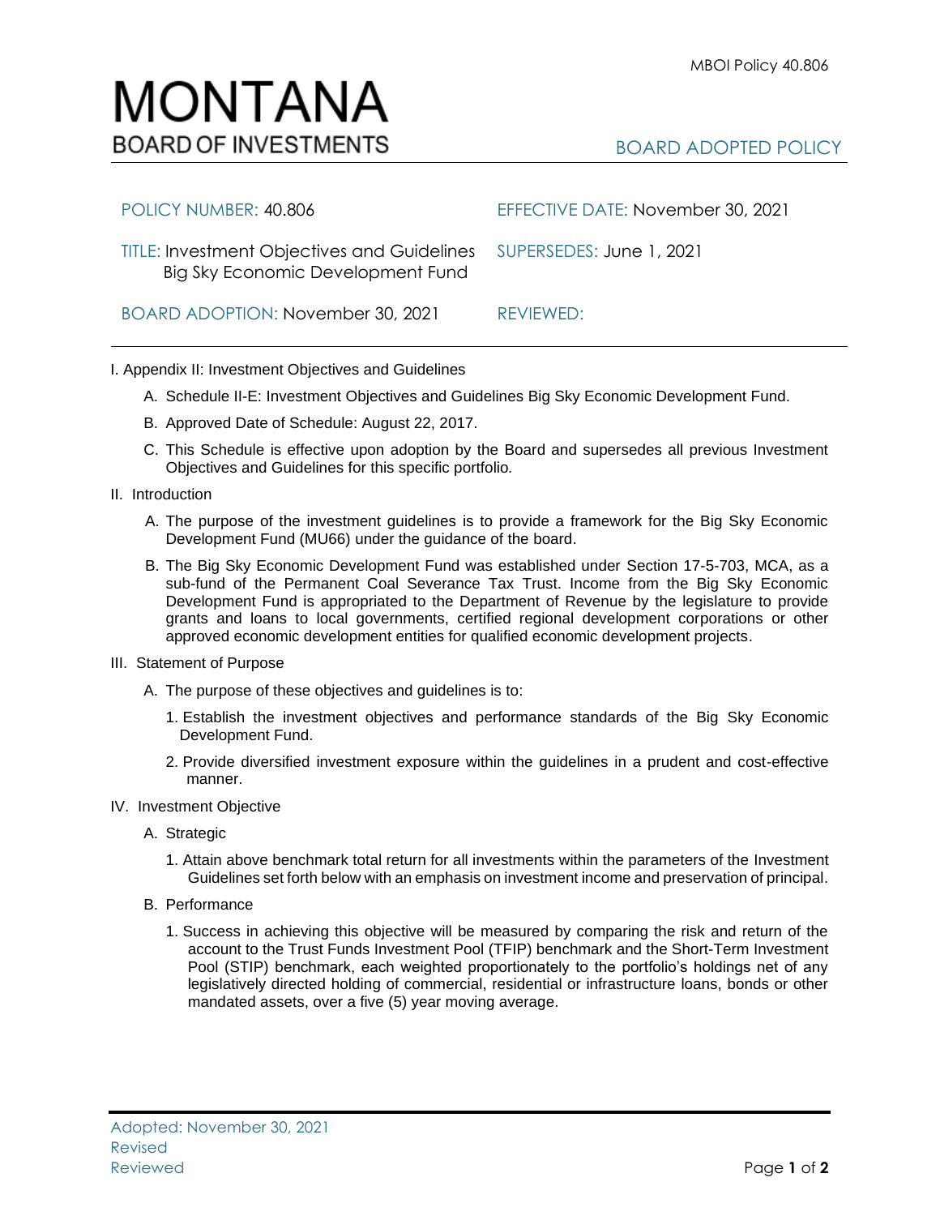# MONTANA
## BOARD OF INVESTMENTS

BOARD ADOPTED POLICY

| | |
|---|---|
| POLICY NUMBER: 40.806 | EFFECTIVE DATE: November 30, 2021 |
| TITLE: Investment Objectives and Guidelines Big Sky Economic Development Fund | SUPERSEDES: June 1, 2021 |
| BOARD ADOPTION: November 30, 2021 | REVIEWED: |

I. Appendix II: Investment Objectives and Guidelines

A. Schedule II-E: Investment Objectives and Guidelines Big Sky Economic Development Fund.

B. Approved Date of Schedule: August 22, 2017.

C. This Schedule is effective upon adoption by the Board and supersedes all previous Investment Objectives and Guidelines for this specific portfolio.

II. Introduction

A. The purpose of the investment guidelines is to provide a framework for the Big Sky Economic Development Fund (MU66) under the guidance of the board.

B. The Big Sky Economic Development Fund was established under Section 17-5-703, MCA, as a sub-fund of the Permanent Coal Severance Tax Trust. Income from the Big Sky Economic Development Fund is appropriated to the Department of Revenue by the legislature to provide grants and loans to local governments, certified regional development corporations or other approved economic development entities for qualified economic development projects.

III. Statement of Purpose

A. The purpose of these objectives and guidelines is to:

1. Establish the investment objectives and performance standards of the Big Sky Economic Development Fund.

2. Provide diversified investment exposure within the guidelines in a prudent and cost-effective manner.

IV. Investment Objective

A. Strategic

1. Attain above benchmark total return for all investments within the parameters of the Investment Guidelines set forth below with an emphasis on investment income and preservation of principal.

B. Performance

1. Success in achieving this objective will be measured by comparing the risk and return of the account to the Trust Funds Investment Pool (TFIP) benchmark and the Short-Term Investment Pool (STIP) benchmark, each weighted proportionately to the portfolio's holdings net of any legislatively directed holding of commercial, residential or infrastructure loans, bonds or other mandated assets, over a five (5) year moving average.

Adopted: November 30, 2021
Revised
Reviewed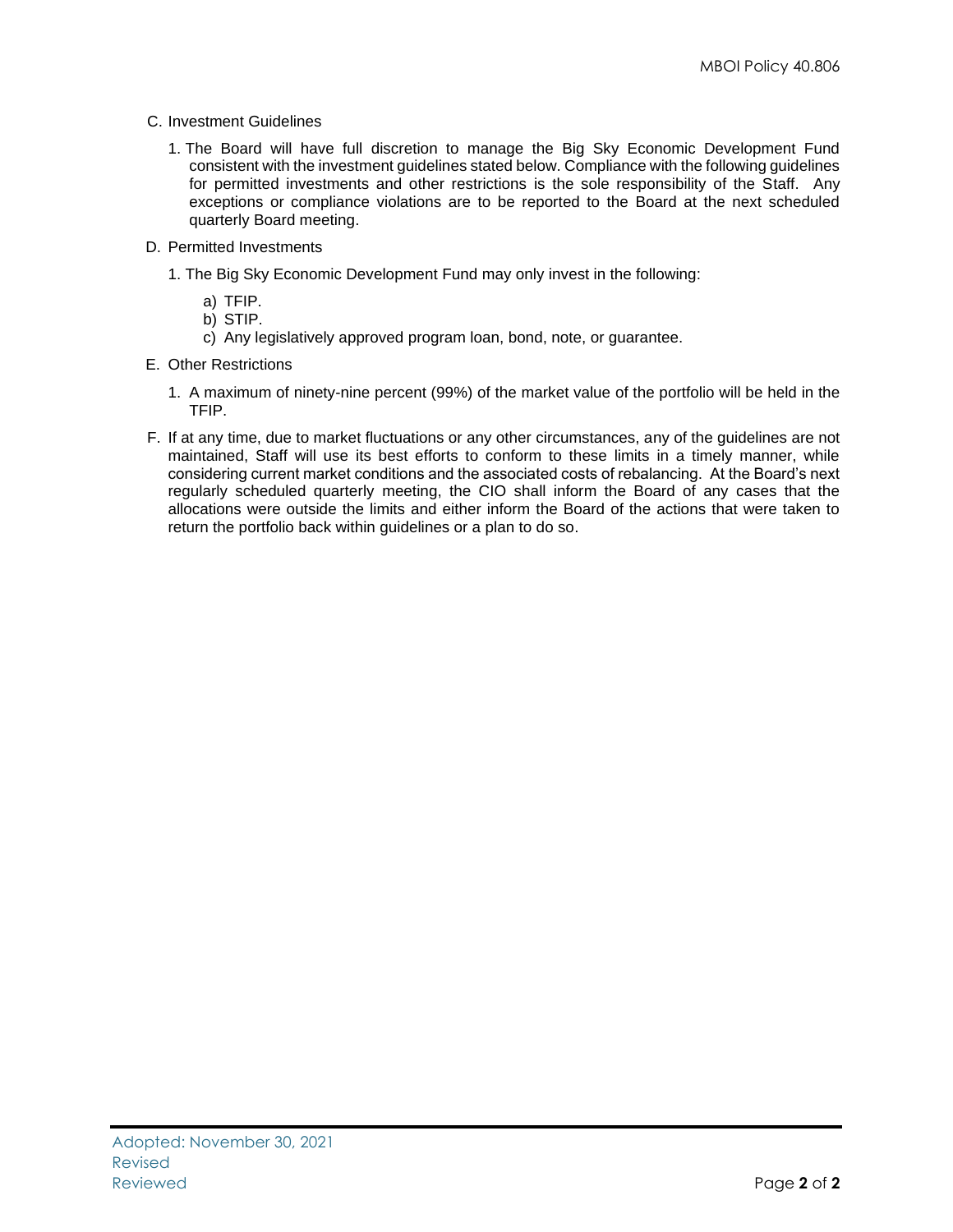C. Investment Guidelines

1. The Board will have full discretion to manage the Big Sky Economic Development Fund consistent with the investment guidelines stated below. Compliance with the following guidelines for permitted investments and other restrictions is the sole responsibility of the Staff. Any exceptions or compliance violations are to be reported to the Board at the next scheduled quarterly Board meeting.

D. Permitted Investments

1. The Big Sky Economic Development Fund may only invest in the following:

   a) TFIP.
   b) STIP.
   c) Any legislatively approved program loan, bond, note, or guarantee.

E. Other Restrictions

1. A maximum of ninety-nine percent (99%) of the market value of the portfolio will be held in the TFIP.

F. If at any time, due to market fluctuations or any other circumstances, any of the guidelines are not maintained, Staff will use its best efforts to conform to these limits in a timely manner, while considering current market conditions and the associated costs of rebalancing. At the Board's next regularly scheduled quarterly meeting, the CIO shall inform the Board of any cases that the allocations were outside the limits and either inform the Board of the actions that were taken to return the portfolio back within guidelines or a plan to do so.

Adopted: November 30, 2021
Revised
Reviewed